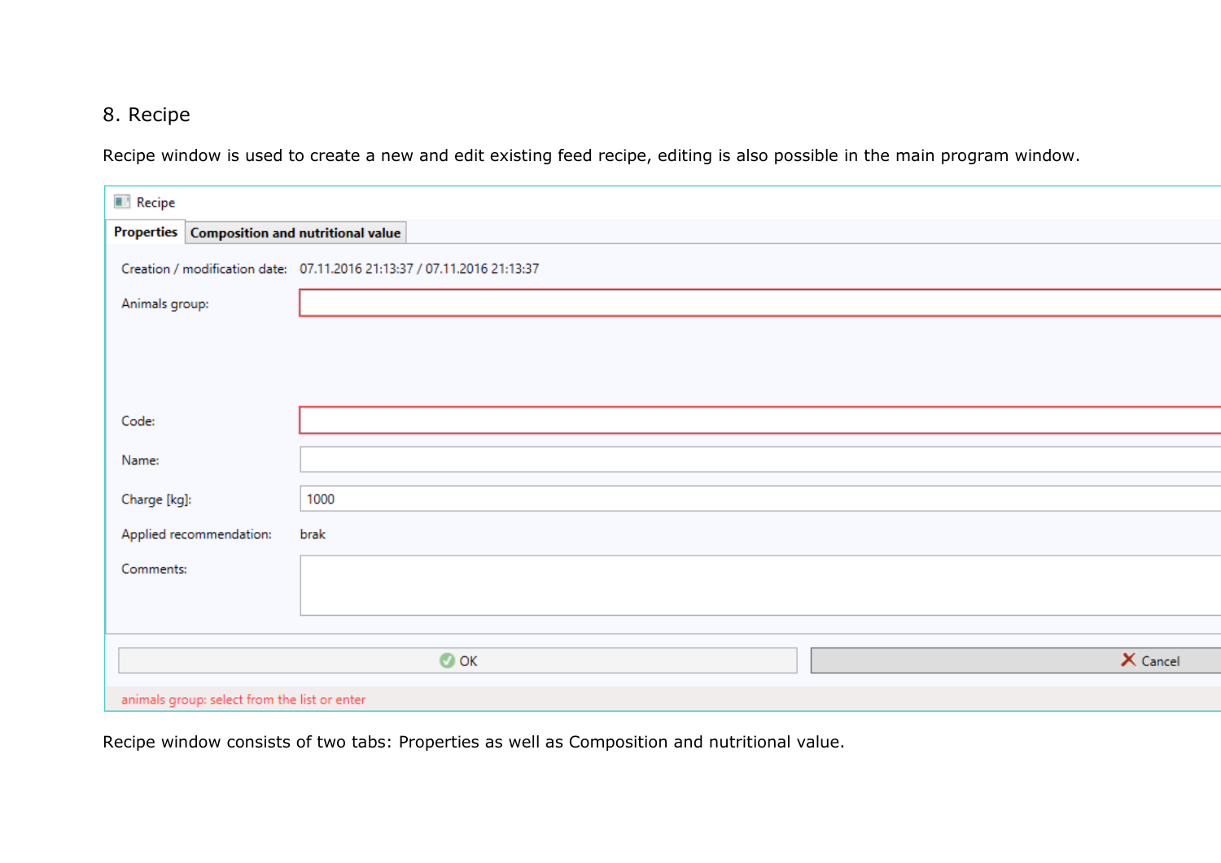## 8. Recipe

Recipe window is used to create a new and edit existing feed recipe, editing is also possible in the main program window.

Recipe

Properties | Composition and nutritional value

Creation / modification date: 07.11.2016 21:13:37 / 07.11.2016 21:13:37

Animals group:

Code:

Name:

Charge [kg]: 1000

Applied recommendation: brak

Comments:

OK

Cancel

animals group: select from the list or enter

Recipe window consists of two tabs: Properties as well as Composition and nutritional value.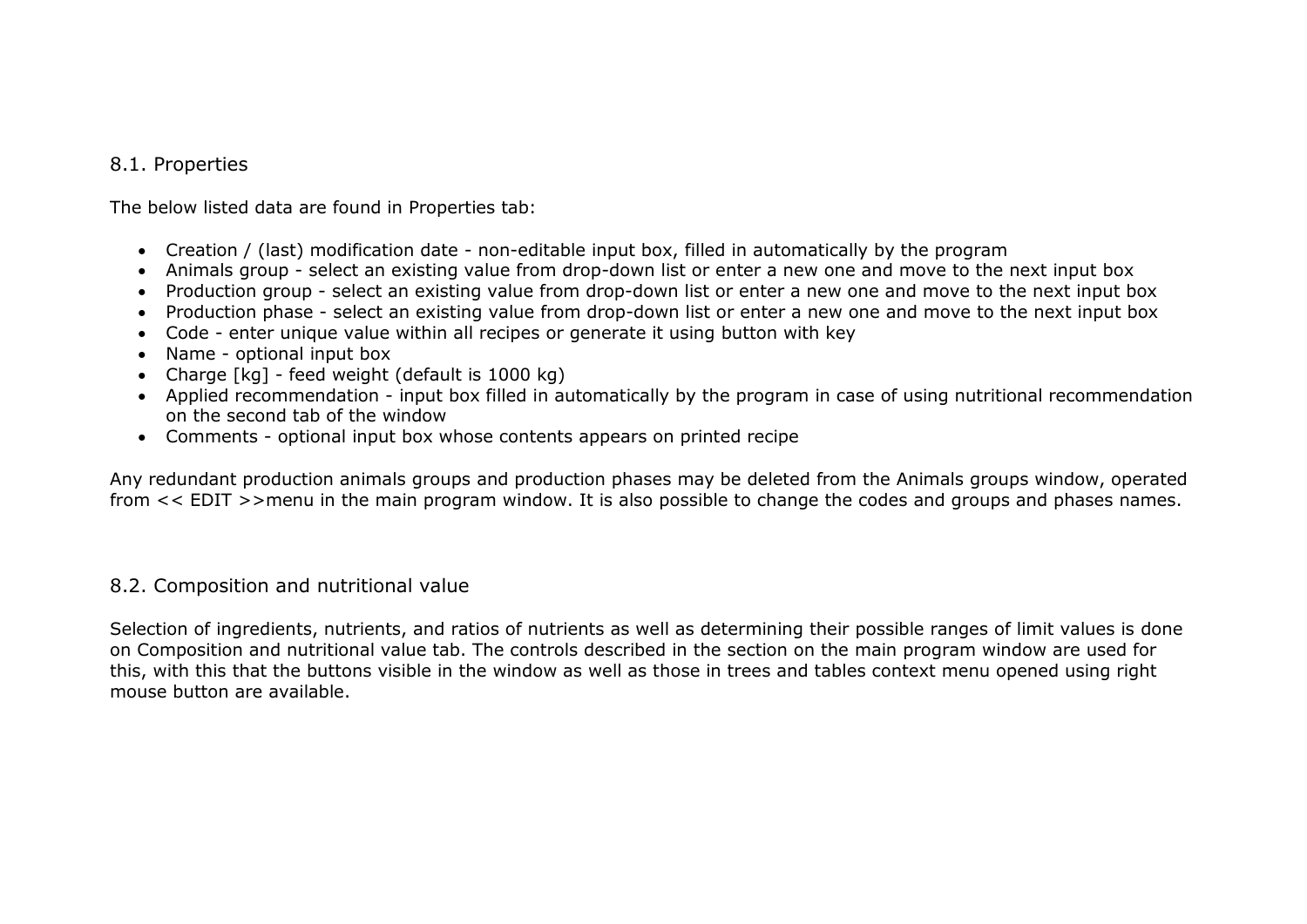## 8.1. Properties

The below listed data are found in Properties tab:

- Creation / (last) modification date - non-editable input box, filled in automatically by the program
- Animals group - select an existing value from drop-down list or enter a new one and move to the next input box
- Production group - select an existing value from drop-down list or enter a new one and move to the next input box
- Production phase - select an existing value from drop-down list or enter a new one and move to the next input box
- Code - enter unique value within all recipes or generate it using button with key
- Name - optional input box
- Charge [kg] - feed weight (default is 1000 kg)
- Applied recommendation - input box filled in automatically by the program in case of using nutritional recommendation on the second tab of the window
- Comments - optional input box whose contents appears on printed recipe

Any redundant production animals groups and production phases may be deleted from the Animals groups window, operated from << EDIT >>menu in the main program window. It is also possible to change the codes and groups and phases names.

## 8.2. Composition and nutritional value

Selection of ingredients, nutrients, and ratios of nutrients as well as determining their possible ranges of limit values is done on Composition and nutritional value tab. The controls described in the section on the main program window are used for this, with this that the buttons visible in the window as well as those in trees and tables context menu opened using right mouse button are available.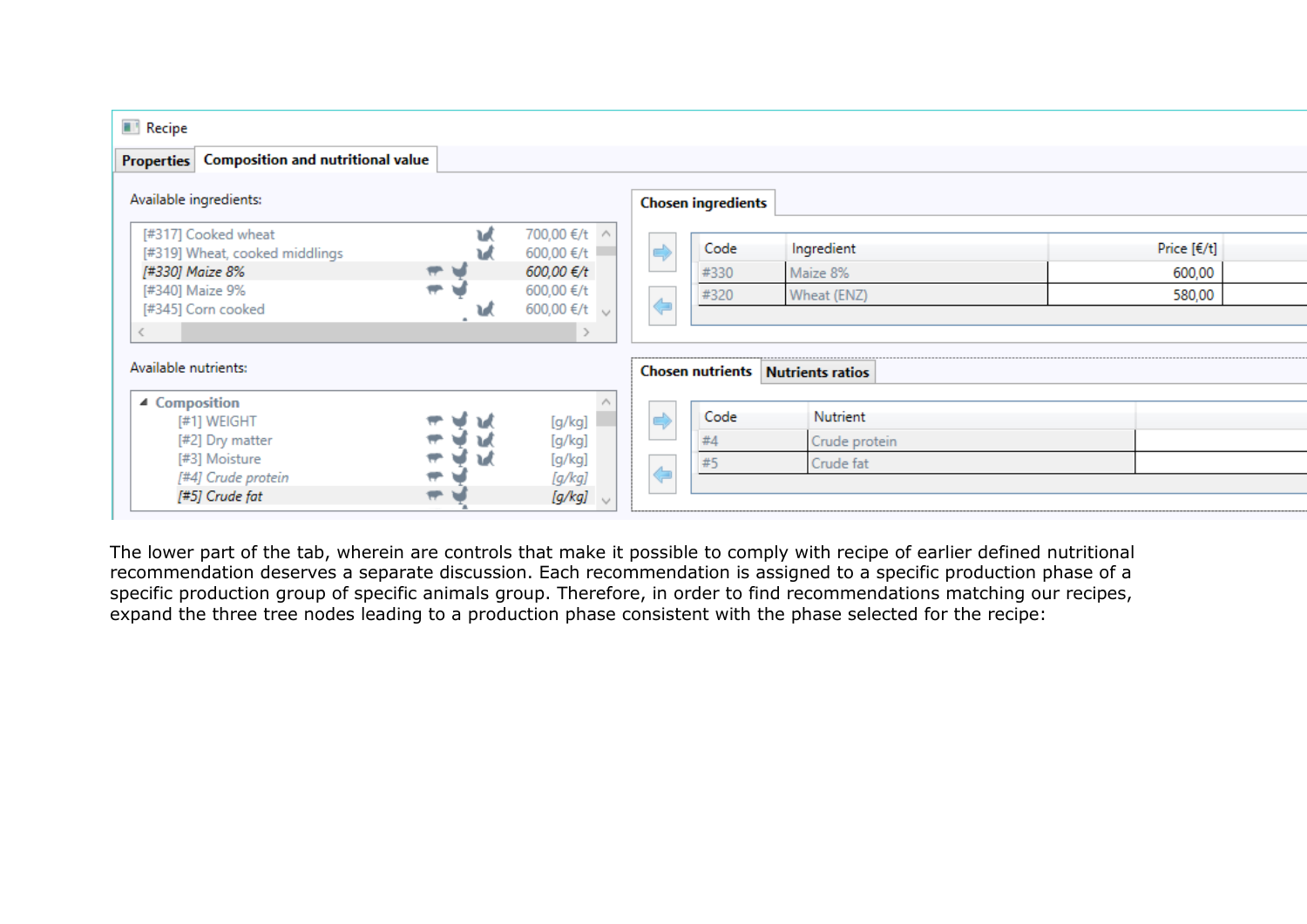Recipe

Properties | Composition and nutritional value

Available ingredients:

| | | |
|---|---|---|
| [#317] Cooked wheat | | 700,00 €/t |
| [#319] Wheat, cooked middlings | | 600,00 €/t |
| *[#330] Maize 8%* | | *600,00 €/t* |
| [#340] Maize 9% | | 600,00 €/t |
| [#345] Corn cooked | | 600,00 €/t |

Chosen ingredients

| Code | Ingredient | Price [€/t] |
|---|---|---|
| #330 | Maize 8% | 600,00 |
| #320 | Wheat (ENZ) | 580,00 |

Available nutrients:

- Composition
  - [#1] WEIGHT [g/kg]
  - [#2] Dry matter [g/kg]
  - [#3] Moisture [g/kg]
  - *[#4] Crude protein [g/kg]*
  - *[#5] Crude fat [g/kg]*

Chosen nutrients | Nutrients ratios

| Code | Nutrient |
|---|---|
| #4 | Crude protein |
| #5 | Crude fat |

The lower part of the tab, wherein are controls that make it possible to comply with recipe of earlier defined nutritional recommendation deserves a separate discussion. Each recommendation is assigned to a specific production phase of a specific production group of specific animals group. Therefore, in order to find recommendations matching our recipes, expand the three tree nodes leading to a production phase consistent with the phase selected for the recipe: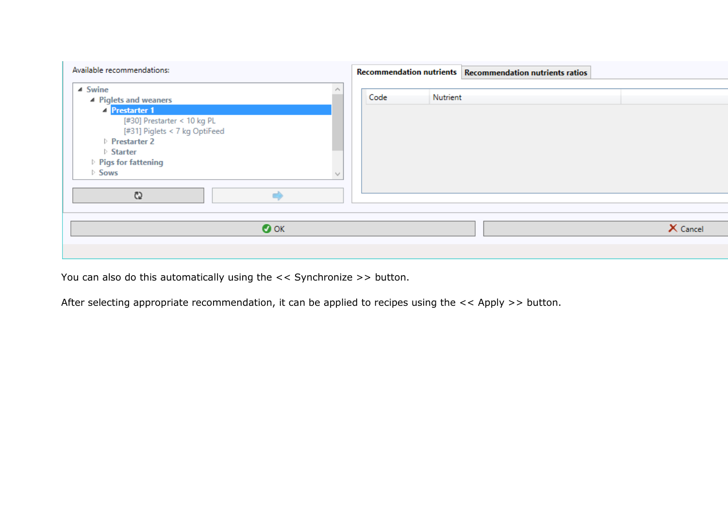You can also do this automatically using the << Synchronize >> button.

After selecting appropriate recommendation, it can be applied to recipes using the << Apply >> button.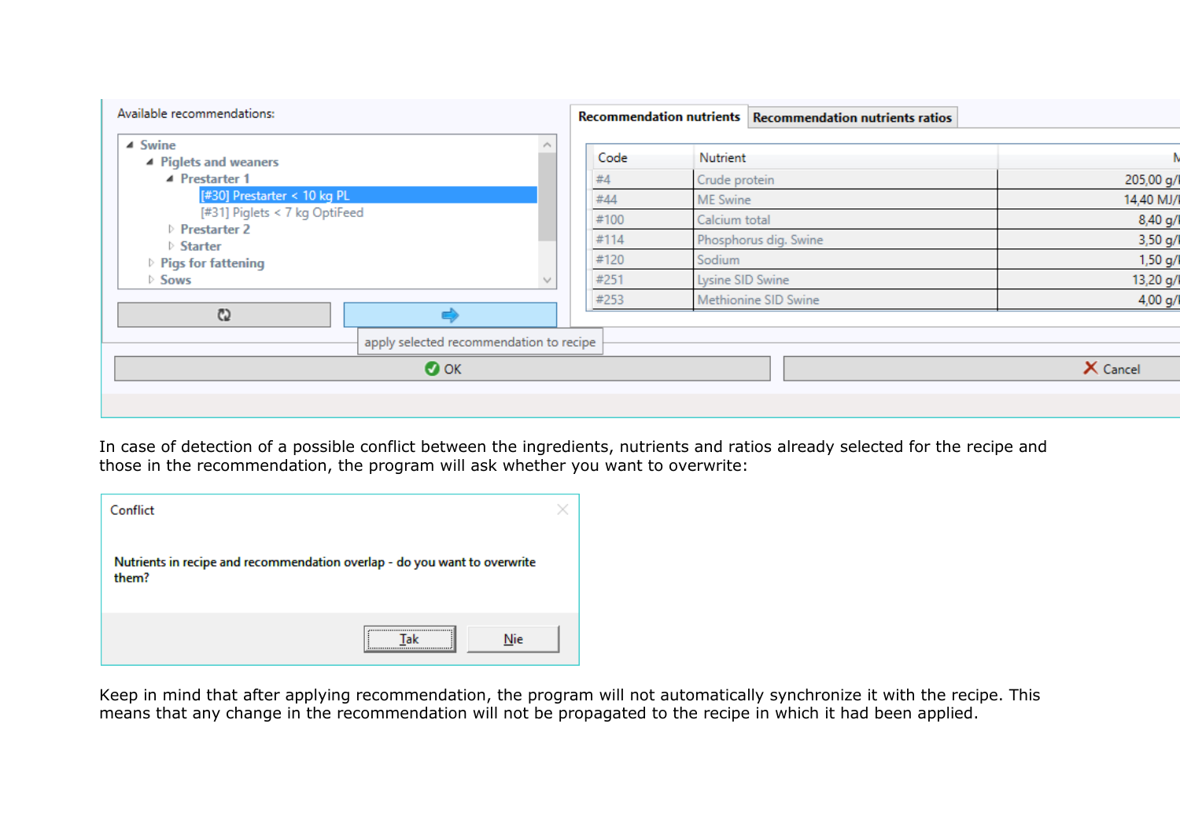Available recommendations:

- Swine
  - Piglets and weaners
    - Prestarter 1
      - [#30] Prestarter < 10 kg PL
      - [#31] Piglets < 7 kg OptiFeed
    - Prestarter 2
    - Starter
  - Pigs for fattening
  - Sows

apply selected recommendation to recipe

OK

Cancel

Recommendation nutrients | Recommendation nutrients ratios

| Code | Nutrient | |
|---|---|---|
| #4 | Crude protein | 205,00 g/ |
| #44 | ME Swine | 14,40 MJ/ |
| #100 | Calcium total | 8,40 g/ |
| #114 | Phosphorus dig. Swine | 3,50 g/ |
| #120 | Sodium | 1,50 g/ |
| #251 | Lysine SID Swine | 13,20 g/ |
| #253 | Methionine SID Swine | 4,00 g/ |

In case of detection of a possible conflict between the ingredients, nutrients and ratios already selected for the recipe and those in the recommendation, the program will ask whether you want to overwrite:

Conflict

Nutrients in recipe and recommendation overlap - do you want to overwrite them?

Tak | Nie

Keep in mind that after applying recommendation, the program will not automatically synchronize it with the recipe. This means that any change in the recommendation will not be propagated to the recipe in which it had been applied.